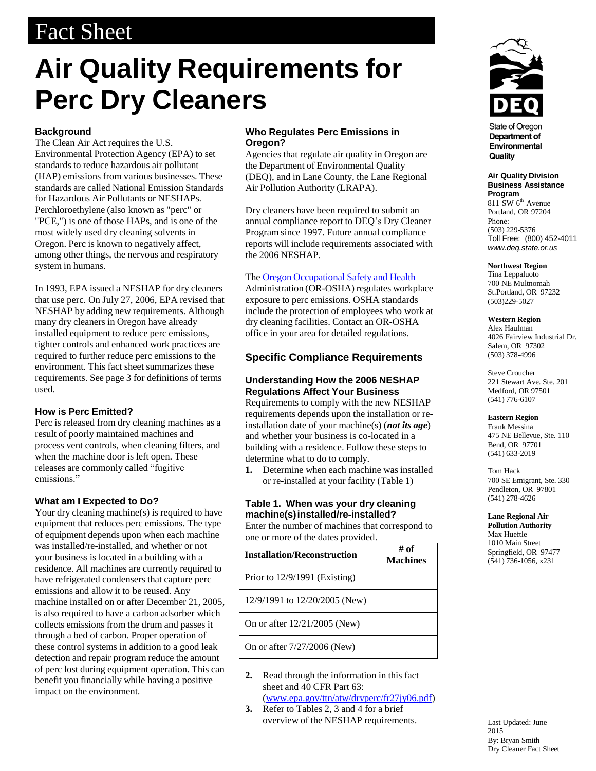# Fact Sheet

# Air Quality Requirements for Perc Dry Cleaners

### Background

The Clean Air Act requires the U.S. Environmental Protection Agency (EPA) to set standards to reduce hazardous air pollutant (HAP) emissions from various businesses. These standards are called National Emission Standards for Hazardous Air Pollutants or NESHAPs. Perchloroethylene (also known as "perc" or "PCE,") is one of those HAPs, and is one of the most widely used dry cleaning solvents in Oregon. Perc is known to negatively affect, among other things, the nervous and respiratory system in humans.

In 1993, EPA issued a NESHAP for dry cleaners that use perc. On July 27, 2006, EPA revised that NESHAP by adding new requirements. Although many dry cleaners in Oregon have already installed equipment to reduce perc emissions, tighter controls and enhanced work practices are required to further reduce perc emissions to the environment. This fact sheet summarizes these requirements. See page 3 for definitions of terms used.

### How is Perc Emitted?

Perc is released from dry cleaning machines as a result of poorly maintained machines and process vent controls, when cleaning filters, and when the machine door is left open. These releases are commonly called "fugitive emissions."

### What am I Expected to Do?

Your dry cleaning machine(s) is required to have equipment that reduces perc emissions. The type of equipment depends upon when each machine was installed/re-installed, and whether or not your business is located in a building with a residence. All machines are currently required to have refrigerated condensers that capture perc emissions and allow it to be reused. Any machine installed on or after December 21, 2005, is also required to have a carbon adsorber which collects emissions from the drum and passes it through a bed of carbon. Proper operation of these control systems in addition to a good leak detection and repair program reduce the amount of perc lost during equipment operation. This can benefit you financially while having a positive impact on the environment.

### Who Regulates Perc Emissions in Oregon?

Agencies that regulate air quality in Oregon are the Department of Environmental Quality (DEQ), and in Lane County, the Lane Regional Air Pollution Authority (LRAPA).

Dry cleaners have been required to submit an annual compliance report to DEQ's Dry Cleaner Program since 1997. Future annual compliance reports will include requirements associated with the 2006 NESHAP.

The Oregon Occupational Safety and Health Administration (OR-OSHA) regulates workplace exposure to perc emissions. OSHA standards include the protection of employees who work at dry cleaning facilities. Contact an OR-OSHA office in your area for detailed regulations.

## Specific Compliance Requirements

### Understanding How the 2006 NESHAP Regulations Affect Your Business

Requirements to comply with the new NESHAP requirements depends upon the installation or re-installation date of your machine(s) (***not its age***) and whether your business is co-located in a building with a residence. Follow these steps to determine what to do to comply.

1. Determine when each machine was installed or re-installed at your facility (Table 1)

### Table 1. When was your dry cleaning machine(s) installed/re-installed?

Enter the number of machines that correspond to one or more of the dates provided.

| Installation/Reconstruction | # of Machines |
|---|---|
| Prior to 12/9/1991 (Existing) | |
| 12/9/1991 to 12/20/2005 (New) | |
| On or after 12/21/2005 (New) | |
| On or after 7/27/2006 (New) | |

2. Read through the information in this fact sheet and 40 CFR Part 63: (www.epa.gov/ttn/atw/dryperc/fr27jy06.pdf)
3. Refer to Tables 2, 3 and 4 for a brief overview of the NESHAP requirements.

State of Oregon
Department of Environmental Quality

**Air Quality Division**
**Business Assistance Program**
811 SW 6th Avenue
Portland, OR 97204
Phone:
(503) 229-5376
Toll Free: (800) 452-4011
*www.deq.state.or.us*

**Northwest Region**
Tina Leppaluoto
700 NE Multnomah
St.Portland, OR 97232
(503)229-5027

**Western Region**
Alex Haulman
4026 Fairview Industrial Dr.
Salem, OR 97302
(503) 378-4996

Steve Croucher
221 Stewart Ave. Ste. 201
Medford, OR 97501
(541) 776-6107

**Eastern Region**
Frank Messina
475 NE Bellevue, Ste. 110
Bend, OR 97701
(541) 633-2019

Tom Hack
700 SE Emigrant, Ste. 330
Pendleton, OR 97801
(541) 278-4626

**Lane Regional Air Pollution Authority**
Max Hueftle
1010 Main Street
Springfield, OR 97477
(541) 736-1056, x231

Last Updated: June 2015
By: Bryan Smith
Dry Cleaner Fact Sheet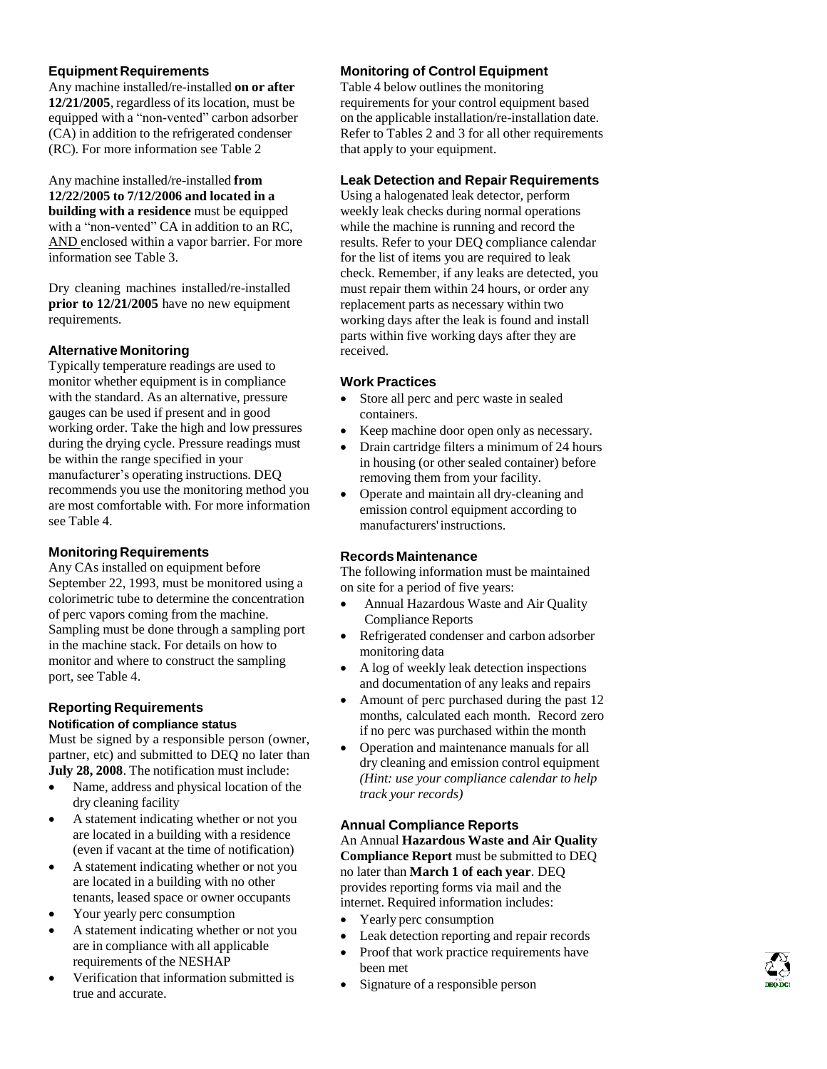## Equipment Requirements

Any machine installed/re-installed **on or after 12/21/2005**, regardless of its location, must be equipped with a "non-vented" carbon adsorber (CA) in addition to the refrigerated condenser (RC). For more information see Table 2

Any machine installed/re-installed **from 12/22/2005 to 7/12/2006 and located in a building with a residence** must be equipped with a "non-vented" CA in addition to an RC, AND enclosed within a vapor barrier. For more information see Table 3.

Dry cleaning machines installed/re-installed **prior to 12/21/2005** have no new equipment requirements.

## Alternative Monitoring

Typically temperature readings are used to monitor whether equipment is in compliance with the standard. As an alternative, pressure gauges can be used if present and in good working order. Take the high and low pressures during the drying cycle. Pressure readings must be within the range specified in your manufacturer's operating instructions. DEQ recommends you use the monitoring method you are most comfortable with. For more information see Table 4.

## Monitoring Requirements

Any CAs installed on equipment before September 22, 1993, must be monitored using a colorimetric tube to determine the concentration of perc vapors coming from the machine. Sampling must be done through a sampling port in the machine stack. For details on how to monitor and where to construct the sampling port, see Table 4.

## Reporting Requirements

### Notification of compliance status

Must be signed by a responsible person (owner, partner, etc) and submitted to DEQ no later than **July 28, 2008**. The notification must include:

- Name, address and physical location of the dry cleaning facility
- A statement indicating whether or not you are located in a building with a residence (even if vacant at the time of notification)
- A statement indicating whether or not you are located in a building with no other tenants, leased space or owner occupants
- Your yearly perc consumption
- A statement indicating whether or not you are in compliance with all applicable requirements of the NESHAP
- Verification that information submitted is true and accurate.

## Monitoring of Control Equipment

Table 4 below outlines the monitoring requirements for your control equipment based on the applicable installation/re-installation date. Refer to Tables 2 and 3 for all other requirements that apply to your equipment.

## Leak Detection and Repair Requirements

Using a halogenated leak detector, perform weekly leak checks during normal operations while the machine is running and record the results. Refer to your DEQ compliance calendar for the list of items you are required to leak check. Remember, if any leaks are detected, you must repair them within 24 hours, or order any replacement parts as necessary within two working days after the leak is found and install parts within five working days after they are received.

## Work Practices

- Store all perc and perc waste in sealed containers.
- Keep machine door open only as necessary.
- Drain cartridge filters a minimum of 24 hours in housing (or other sealed container) before removing them from your facility.
- Operate and maintain all dry-cleaning and emission control equipment according to manufacturers' instructions.

## Records Maintenance

The following information must be maintained on site for a period of five years:

- Annual Hazardous Waste and Air Quality Compliance Reports
- Refrigerated condenser and carbon adsorber monitoring data
- A log of weekly leak detection inspections and documentation of any leaks and repairs
- Amount of perc purchased during the past 12 months, calculated each month. Record zero if no perc was purchased within the month
- Operation and maintenance manuals for all dry cleaning and emission control equipment *(Hint: use your compliance calendar to help track your records)*

## Annual Compliance Reports

An Annual **Hazardous Waste and Air Quality Compliance Report** must be submitted to DEQ no later than **March 1 of each year**. DEQ provides reporting forms via mail and the internet. Required information includes:

- Yearly perc consumption
- Leak detection reporting and repair records
- Proof that work practice requirements have been met
- Signature of a responsible person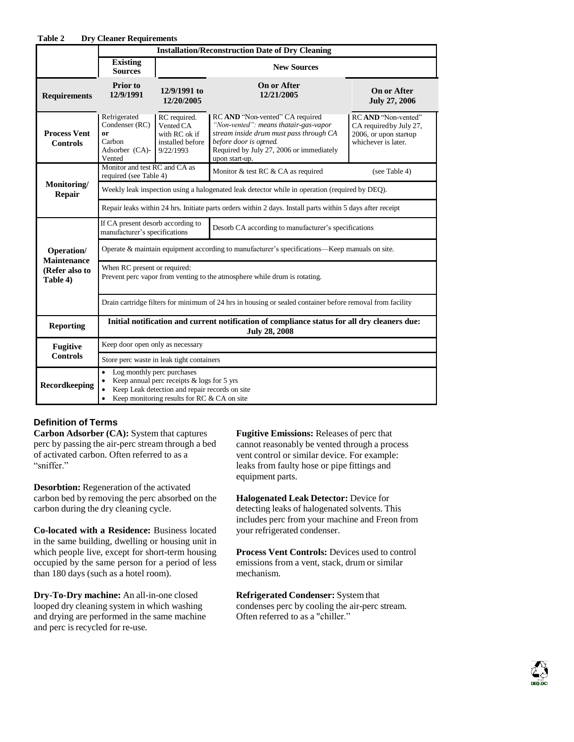**Table 2 Dry Cleaner Requirements**

| | Installation/Reconstruction Date of Dry Cleaning | | | |
|---|---|---|---|---|
| | **Existing Sources** | **New Sources** | | |
| **Requirements** | **Prior to 12/9/1991** | **12/9/1991 to 12/20/2005** | **On or After 12/21/2005** | **On or After July 27, 2006** |
| **Process Vent Controls** | Refrigerated Condenser (RC) **or** Carbon Adsorber (CA)- Vented | RC required. Vented CA with RC ok if installed before 9/22/1993 | RC **AND** "Non-vented" CA required *"Non-vented": means thatair-gas-vapor stream inside drum must pass through CA before door is opened.* Required by July 27, 2006 or immediately upon start-up. | RC **AND** "Non-vented" CA requiredby July 27, 2006, or upon start-up whichever is later. |
| **Monitoring/ Repair** | Monitor and test RC and CA as required (see Table 4) | | Monitor & test RC & CA as required (see Table 4) | |
| | Weekly leak inspection using a halogenated leak detector while in operation (required by DEQ). | | | |
| | Repair leaks within 24 hrs. Initiate parts orders within 2 days. Install parts within 5 days after receipt | | | |
| **Operation/ Maintenance (Refer also to Table 4)** | If CA present desorb according to manufacturer's specifications | | Desorb CA according to manufacturer's specifications | |
| | Operate & maintain equipment according to manufacturer's specifications—Keep manuals on site. | | | |
| | When RC present or required: Prevent perc vapor from venting to the atmosphere while drum is rotating. | | | |
| | Drain cartridge filters for minimum of 24 hrs in housing or sealed container before removal from facility | | | |
| **Reporting** | **Initial notification and current notification of compliance status for all dry cleaners due: July 28, 2008** | | | |
| **Fugitive Controls** | Keep door open only as necessary | | | |
| | Store perc waste in leak tight containers | | | |
| **Recordkeeping** | • Log monthly perc purchases<br>• Keep annual perc receipts & logs for 5 yrs<br>• Keep Leak detection and repair records on site<br>• Keep monitoring results for RC & CA on site | | | |

### Definition of Terms

**Carbon Adsorber (CA):** System that captures perc by passing the air-perc stream through a bed of activated carbon. Often referred to as a "sniffer."

**Desorbtion:** Regeneration of the activated carbon bed by removing the perc absorbed on the carbon during the dry cleaning cycle.

**Co-located with a Residence:** Business located in the same building, dwelling or housing unit in which people live, except for short-term housing occupied by the same person for a period of less than 180 days (such as a hotel room).

**Dry-To-Dry machine:** An all-in-one closed looped dry cleaning system in which washing and drying are performed in the same machine and perc is recycled for re-use.

**Fugitive Emissions:** Releases of perc that cannot reasonably be vented through a process vent control or similar device. For example: leaks from faulty hose or pipe fittings and equipment parts.

**Halogenated Leak Detector:** Device for detecting leaks of halogenated solvents. This includes perc from your machine and Freon from your refrigerated condenser.

**Process Vent Controls:** Devices used to control emissions from a vent, stack, drum or similar mechanism.

**Refrigerated Condenser:** System that condenses perc by cooling the air-perc stream. Often referred to as a "chiller."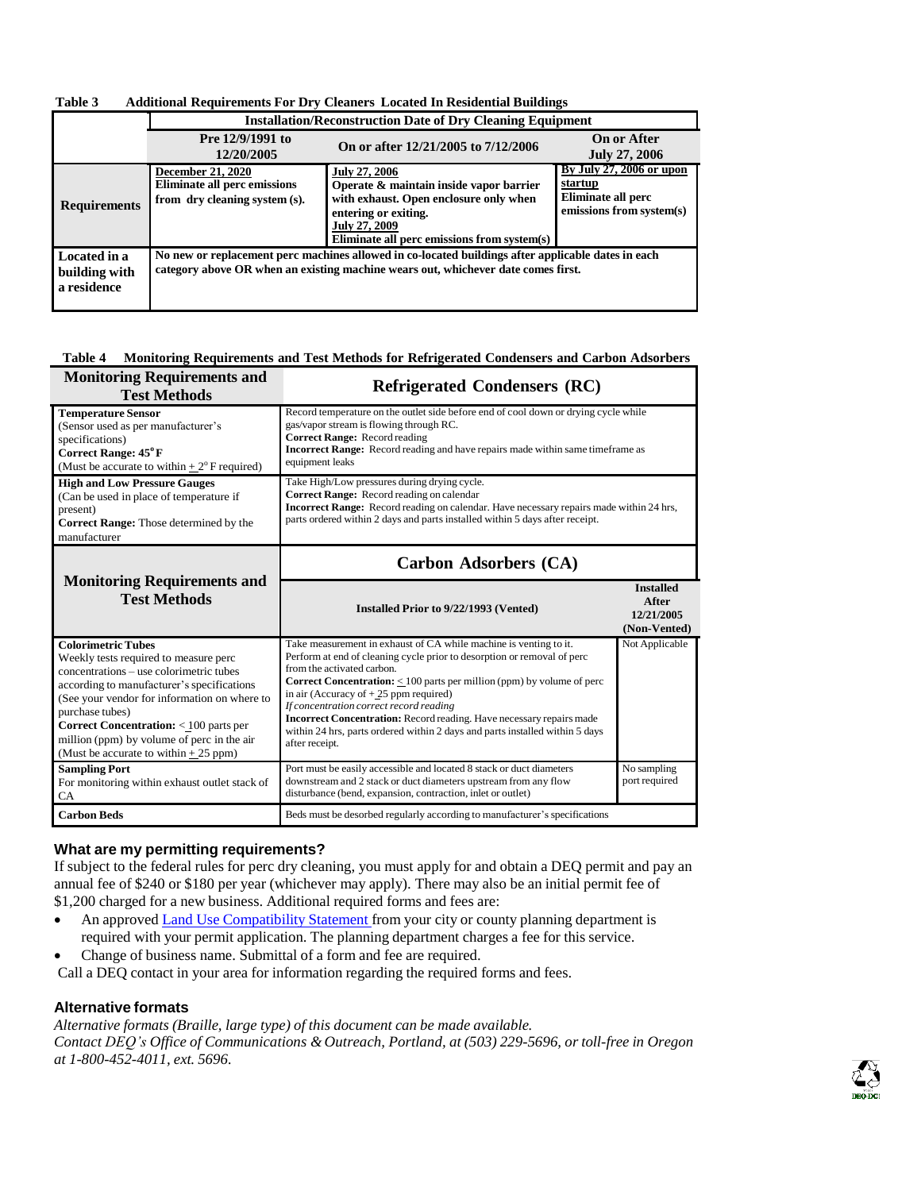**Table 3 Additional Requirements For Dry Cleaners Located In Residential Buildings**

| | Installation/Reconstruction Date of Dry Cleaning Equipment | | |
|---|---|---|---|
| | Pre 12/9/1991 to 12/20/2005 | On or after 12/21/2005 to 7/12/2006 | On or After July 27, 2006 |
| **Requirements** | **December 21, 2020** Eliminate all perc emissions from dry cleaning system (s). | **July 27, 2006** Operate & maintain inside vapor barrier with exhaust. Open enclosure only when entering or exiting. **July 27, 2009** Eliminate all perc emissions from system(s) | **By July 27, 2006 or upon startup** Eliminate all perc emissions from system(s) |
| **Located in a building with a residence** | No new or replacement perc machines allowed in co-located buildings after applicable dates in each category above OR when an existing machine wears out, whichever date comes first. | | |

**Table 4 Monitoring Requirements and Test Methods for Refrigerated Condensers and Carbon Adsorbers**

| Monitoring Requirements and Test Methods | Refrigerated Condensers (RC) | |
|---|---|---|
| **Temperature Sensor** (Sensor used as per manufacturer's specifications) **Correct Range: 45°F** (Must be accurate to within $\pm 2^{\circ}$F required) | Record temperature on the outlet side before end of cool down or drying cycle while gas/vapor stream is flowing through RC. **Correct Range:** Record reading **Incorrect Range:** Record reading and have repairs made within same timeframe as equipment leaks | |
| **High and Low Pressure Gauges** (Can be used in place of temperature if present) **Correct Range:** Those determined by the manufacturer | Take High/Low pressures during drying cycle. **Correct Range:** Record reading on calendar **Incorrect Range:** Record reading on calendar. Have necessary repairs made within 24 hrs, parts ordered within 2 days and parts installed within 5 days after receipt. | |
| **Monitoring Requirements and Test Methods** | **Carbon Adsorbers (CA)** | |
| | **Installed Prior to 9/22/1993 (Vented)** | **Installed After 12/21/2005 (Non-Vented)** |
| **Colorimetric Tubes** Weekly tests required to measure perc concentrations – use colorimetric tubes according to manufacturer's specifications (See your vendor for information on where to purchase tubes) **Correct Concentration:** $\leq 100$ parts per million (ppm) by volume of perc in the air (Must be accurate to within $\pm 25$ ppm) | Take measurement in exhaust of CA while machine is venting to it. Perform at end of cleaning cycle prior to desorption or removal of perc from the activated carbon. **Correct Concentration:** $\leq 100$ parts per million (ppm) by volume of perc in air (Accuracy of $\pm 25$ ppm required) *If concentration correct record reading* **Incorrect Concentration:** Record reading. Have necessary repairs made within 24 hrs, parts ordered within 2 days and parts installed within 5 days after receipt. | Not Applicable |
| **Sampling Port** For monitoring within exhaust outlet stack of CA | Port must be easily accessible and located 8 stack or duct diameters downstream and 2 stack or duct diameters upstream from any flow disturbance (bend, expansion, contraction, inlet or outlet) | No sampling port required |
| **Carbon Beds** | Beds must be desorbed regularly according to manufacturer's specifications | |

### What are my permitting requirements?

If subject to the federal rules for perc dry cleaning, you must apply for and obtain a DEQ permit and pay an annual fee of $240 or $180 per year (whichever may apply). There may also be an initial permit fee of $1,200 charged for a new business. Additional required forms and fees are:

- An approved Land Use Compatibility Statement from your city or county planning department is required with your permit application. The planning department charges a fee for this service.
- Change of business name. Submittal of a form and fee are required.

Call a DEQ contact in your area for information regarding the required forms and fees.

### Alternative formats

*Alternative formats (Braille, large type) of this document can be made available.*
*Contact DEQ's Office of Communications & Outreach, Portland, at (503) 229-5696, or toll-free in Oregon at 1-800-452-4011, ext. 5696.*